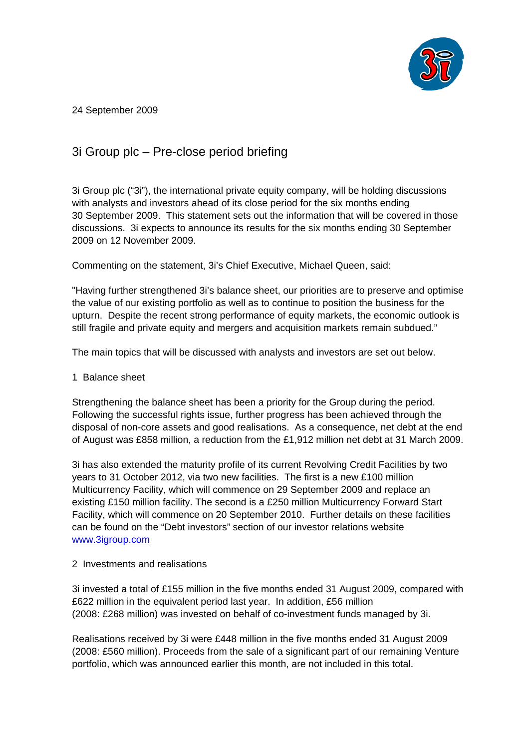24 September 2009

# 3i Group plc – Pre-close period briefing

3i Group plc ("3i"), the international private equity company, will be holding discussions with analysts and investors ahead of its close period for the six months ending 30 September 2009. This statement sets out the information that will be covered in those discussions. 3i expects to announce its results for the six months ending 30 September 2009 on 12 November 2009.

Commenting on the statement, 3i's Chief Executive, Michael Queen, said:

"Having further strengthened 3i's balance sheet, our priorities are to preserve and optimise the value of our existing portfolio as well as to continue to position the business for the upturn. Despite the recent strong performance of equity markets, the economic outlook is still fragile and private equity and mergers and acquisition markets remain subdued."

The main topics that will be discussed with analysts and investors are set out below.

## 1 Balance sheet

Strengthening the balance sheet has been a priority for the Group during the period. Following the successful rights issue, further progress has been achieved through the disposal of non-core assets and good realisations. As a consequence, net debt at the end of August was £858 million, a reduction from the £1,912 million net debt at 31 March 2009.

3i has also extended the maturity profile of its current Revolving Credit Facilities by two years to 31 October 2012, via two new facilities. The first is a new £100 million Multicurrency Facility, which will commence on 29 September 2009 and replace an existing £150 million facility. The second is a £250 million Multicurrency Forward Start Facility, which will commence on 20 September 2010. Further details on these facilities can be found on the "Debt investors" section of our investor relations website [www.3igroup.com](http://www.3igroup.com)

## 2 Investments and realisations

3i invested a total of £155 million in the five months ended 31 August 2009, compared with £622 million in the equivalent period last year. In addition, £56 million (2008: £268 million) was invested on behalf of co-investment funds managed by 3i.

Realisations received by 3i were £448 million in the five months ended 31 August 2009 (2008: £560 million). Proceeds from the sale of a significant part of our remaining Venture portfolio, which was announced earlier this month, are not included in this total.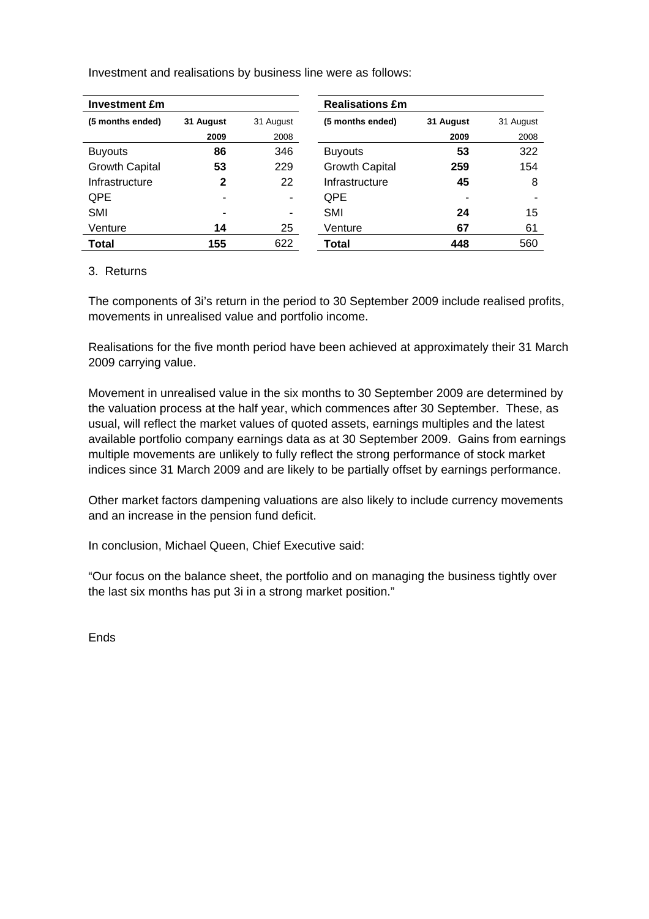Investment and realisations by business line were as follows:

| **Investment £m** | | |
|---|---|---|
| **(5 months ended)** | **31 August 2009** | 31 August 2008 |
| Buyouts | **86** | 346 |
| Growth Capital | **53** | 229 |
| Infrastructure | **2** | 22 |
| QPE | - | - |
| SMI | - | - |
| Venture | **14** | 25 |
| **Total** | **155** | 622 |

| **Realisations £m** | | |
|---|---|---|
| **(5 months ended)** | **31 August 2009** | 31 August 2008 |
| Buyouts | **53** | 322 |
| Growth Capital | **259** | 154 |
| Infrastructure | **45** | 8 |
| QPE | - | - |
| SMI | **24** | 15 |
| Venture | **67** | 61 |
| **Total** | **448** | 560 |

3. Returns

The components of 3i's return in the period to 30 September 2009 include realised profits, movements in unrealised value and portfolio income.

Realisations for the five month period have been achieved at approximately their 31 March 2009 carrying value.

Movement in unrealised value in the six months to 30 September 2009 are determined by the valuation process at the half year, which commences after 30 September. These, as usual, will reflect the market values of quoted assets, earnings multiples and the latest available portfolio company earnings data as at 30 September 2009. Gains from earnings multiple movements are unlikely to fully reflect the strong performance of stock market indices since 31 March 2009 and are likely to be partially offset by earnings performance.

Other market factors dampening valuations are also likely to include currency movements and an increase in the pension fund deficit.

In conclusion, Michael Queen, Chief Executive said:

"Our focus on the balance sheet, the portfolio and on managing the business tightly over the last six months has put 3i in a strong market position."

Ends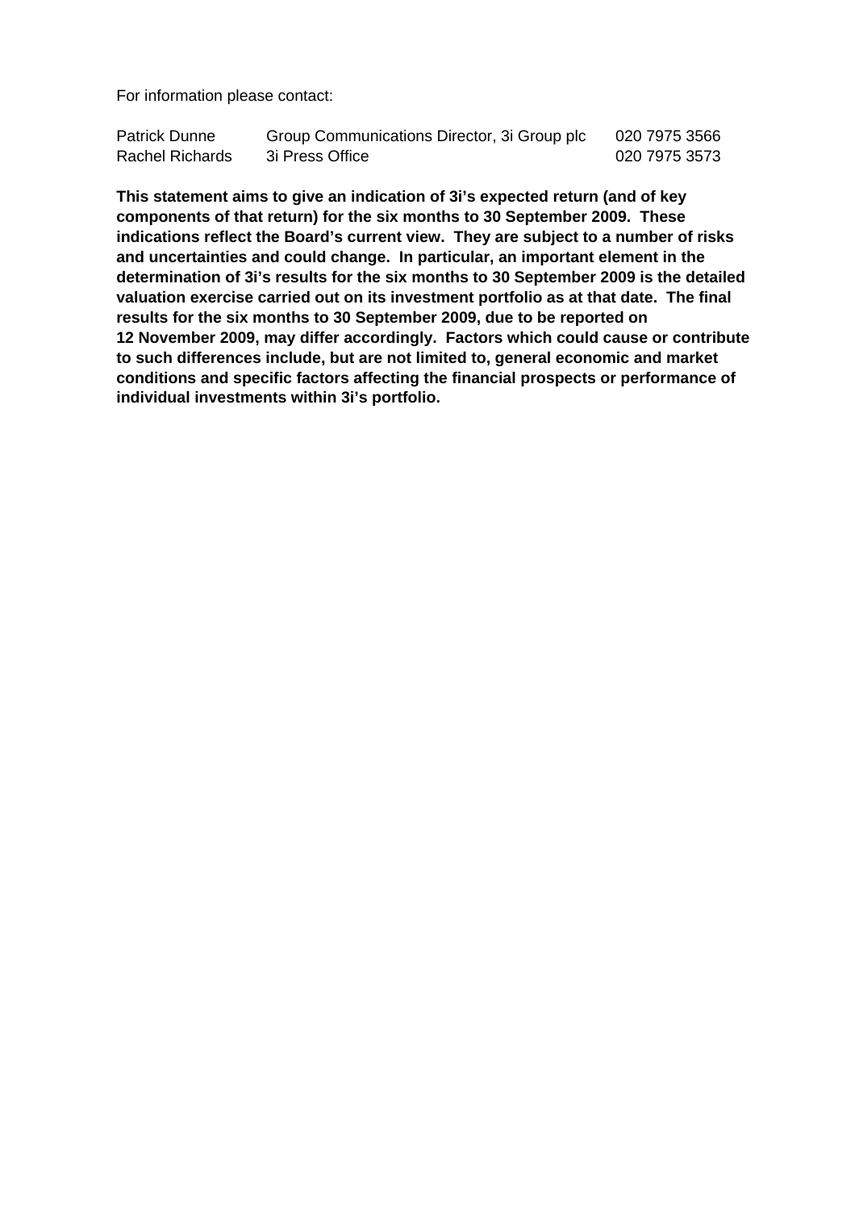For information please contact:

| | | |
|---|---|---|
| Patrick Dunne | Group Communications Director, 3i Group plc | 020 7975 3566 |
| Rachel Richards | 3i Press Office | 020 7975 3573 |

**This statement aims to give an indication of 3i's expected return (and of key components of that return) for the six months to 30 September 2009. These indications reflect the Board's current view. They are subject to a number of risks and uncertainties and could change. In particular, an important element in the determination of 3i's results for the six months to 30 September 2009 is the detailed valuation exercise carried out on its investment portfolio as at that date. The final results for the six months to 30 September 2009, due to be reported on 12 November 2009, may differ accordingly. Factors which could cause or contribute to such differences include, but are not limited to, general economic and market conditions and specific factors affecting the financial prospects or performance of individual investments within 3i's portfolio.**